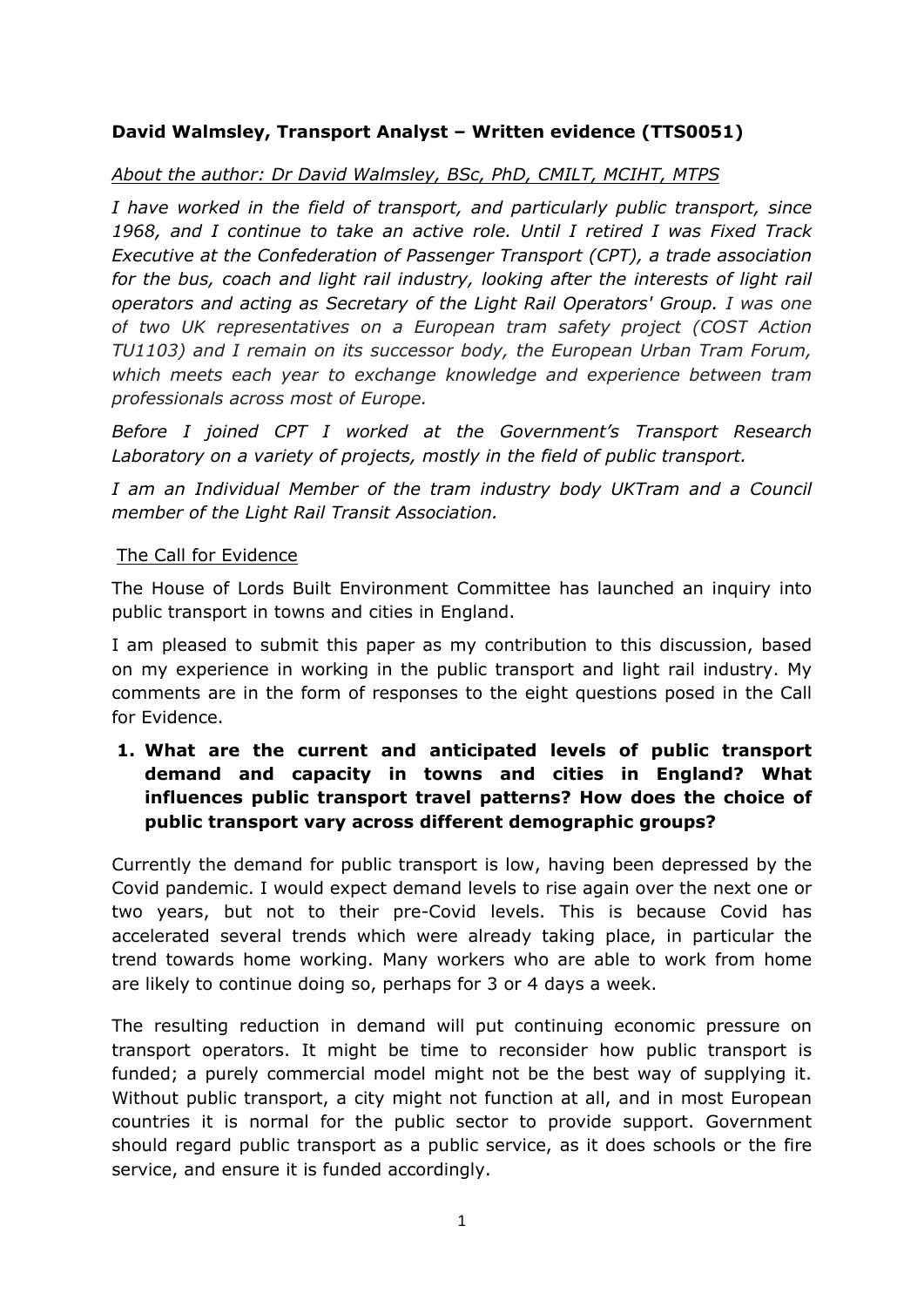**David Walmsley, Transport Analyst – Written evidence (TTS0051)**

*About the author: Dr David Walmsley, BSc, PhD, CMILT, MCIHT, MTPS*

*I have worked in the field of transport, and particularly public transport, since 1968, and I continue to take an active role. Until I retired I was Fixed Track Executive at the Confederation of Passenger Transport (CPT), a trade association for the bus, coach and light rail industry, looking after the interests of light rail operators and acting as Secretary of the Light Rail Operators' Group. I was one of two UK representatives on a European tram safety project (COST Action TU1103) and I remain on its successor body, the European Urban Tram Forum, which meets each year to exchange knowledge and experience between tram professionals across most of Europe.*

*Before I joined CPT I worked at the Government's Transport Research Laboratory on a variety of projects, mostly in the field of public transport.*

*I am an Individual Member of the tram industry body UKTram and a Council member of the Light Rail Transit Association.*

The Call for Evidence

The House of Lords Built Environment Committee has launched an inquiry into public transport in towns and cities in England.

I am pleased to submit this paper as my contribution to this discussion, based on my experience in working in the public transport and light rail industry. My comments are in the form of responses to the eight questions posed in the Call for Evidence.

1. **What are the current and anticipated levels of public transport demand and capacity in towns and cities in England? What influences public transport travel patterns? How does the choice of public transport vary across different demographic groups?**

Currently the demand for public transport is low, having been depressed by the Covid pandemic. I would expect demand levels to rise again over the next one or two years, but not to their pre-Covid levels. This is because Covid has accelerated several trends which were already taking place, in particular the trend towards home working. Many workers who are able to work from home are likely to continue doing so, perhaps for 3 or 4 days a week.

The resulting reduction in demand will put continuing economic pressure on transport operators. It might be time to reconsider how public transport is funded; a purely commercial model might not be the best way of supplying it. Without public transport, a city might not function at all, and in most European countries it is normal for the public sector to provide support. Government should regard public transport as a public service, as it does schools or the fire service, and ensure it is funded accordingly.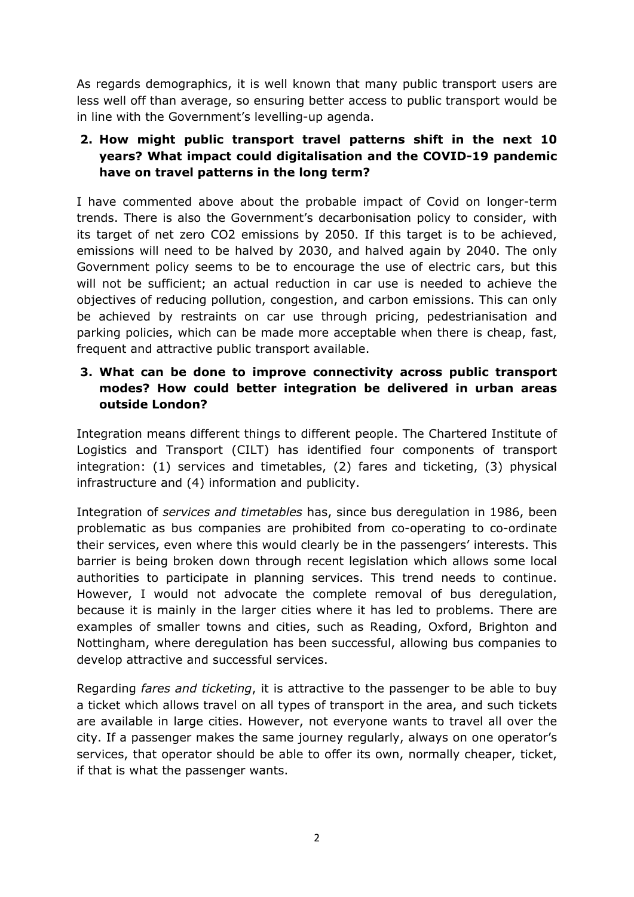As regards demographics, it is well known that many public transport users are less well off than average, so ensuring better access to public transport would be in line with the Government's levelling-up agenda.

**2. How might public transport travel patterns shift in the next 10 years? What impact could digitalisation and the COVID-19 pandemic have on travel patterns in the long term?**

I have commented above about the probable impact of Covid on longer-term trends. There is also the Government's decarbonisation policy to consider, with its target of net zero $CO_2$ emissions by 2050. If this target is to be achieved, emissions will need to be halved by 2030, and halved again by 2040. The only Government policy seems to be to encourage the use of electric cars, but this will not be sufficient; an actual reduction in car use is needed to achieve the objectives of reducing pollution, congestion, and carbon emissions. This can only be achieved by restraints on car use through pricing, pedestrianisation and parking policies, which can be made more acceptable when there is cheap, fast, frequent and attractive public transport available.

**3. What can be done to improve connectivity across public transport modes? How could better integration be delivered in urban areas outside London?**

Integration means different things to different people. The Chartered Institute of Logistics and Transport (CILT) has identified four components of transport integration: (1) services and timetables, (2) fares and ticketing, (3) physical infrastructure and (4) information and publicity.

Integration of *services and timetables* has, since bus deregulation in 1986, been problematic as bus companies are prohibited from co-operating to co-ordinate their services, even where this would clearly be in the passengers' interests. This barrier is being broken down through recent legislation which allows some local authorities to participate in planning services. This trend needs to continue. However, I would not advocate the complete removal of bus deregulation, because it is mainly in the larger cities where it has led to problems. There are examples of smaller towns and cities, such as Reading, Oxford, Brighton and Nottingham, where deregulation has been successful, allowing bus companies to develop attractive and successful services.

Regarding *fares and ticketing*, it is attractive to the passenger to be able to buy a ticket which allows travel on all types of transport in the area, and such tickets are available in large cities. However, not everyone wants to travel all over the city. If a passenger makes the same journey regularly, always on one operator's services, that operator should be able to offer its own, normally cheaper, ticket, if that is what the passenger wants.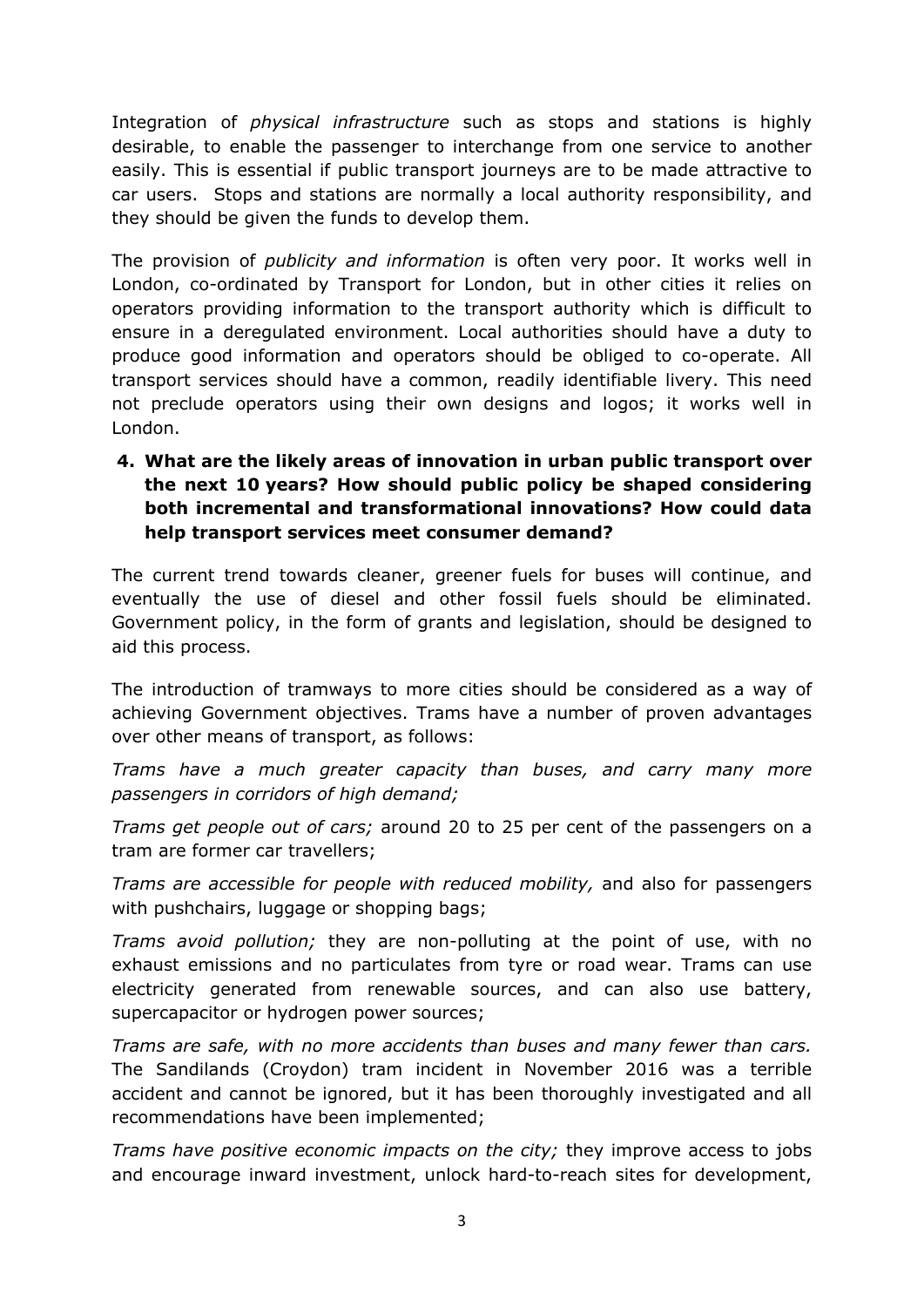Integration of *physical infrastructure* such as stops and stations is highly desirable, to enable the passenger to interchange from one service to another easily. This is essential if public transport journeys are to be made attractive to car users. Stops and stations are normally a local authority responsibility, and they should be given the funds to develop them.

The provision of *publicity and information* is often very poor. It works well in London, co-ordinated by Transport for London, but in other cities it relies on operators providing information to the transport authority which is difficult to ensure in a deregulated environment. Local authorities should have a duty to produce good information and operators should be obliged to co-operate. All transport services should have a common, readily identifiable livery. This need not preclude operators using their own designs and logos; it works well in London.

**4. What are the likely areas of innovation in urban public transport over the next 10 years? How should public policy be shaped considering both incremental and transformational innovations? How could data help transport services meet consumer demand?**

The current trend towards cleaner, greener fuels for buses will continue, and eventually the use of diesel and other fossil fuels should be eliminated. Government policy, in the form of grants and legislation, should be designed to aid this process.

The introduction of tramways to more cities should be considered as a way of achieving Government objectives. Trams have a number of proven advantages over other means of transport, as follows:

*Trams have a much greater capacity than buses, and carry many more passengers in corridors of high demand;*

*Trams get people out of cars;* around 20 to 25 per cent of the passengers on a tram are former car travellers;

*Trams are accessible for people with reduced mobility,* and also for passengers with pushchairs, luggage or shopping bags;

*Trams avoid pollution;* they are non-polluting at the point of use, with no exhaust emissions and no particulates from tyre or road wear. Trams can use electricity generated from renewable sources, and can also use battery, supercapacitor or hydrogen power sources;

*Trams are safe, with no more accidents than buses and many fewer than cars.* The Sandilands (Croydon) tram incident in November 2016 was a terrible accident and cannot be ignored, but it has been thoroughly investigated and all recommendations have been implemented;

*Trams have positive economic impacts on the city;* they improve access to jobs and encourage inward investment, unlock hard-to-reach sites for development,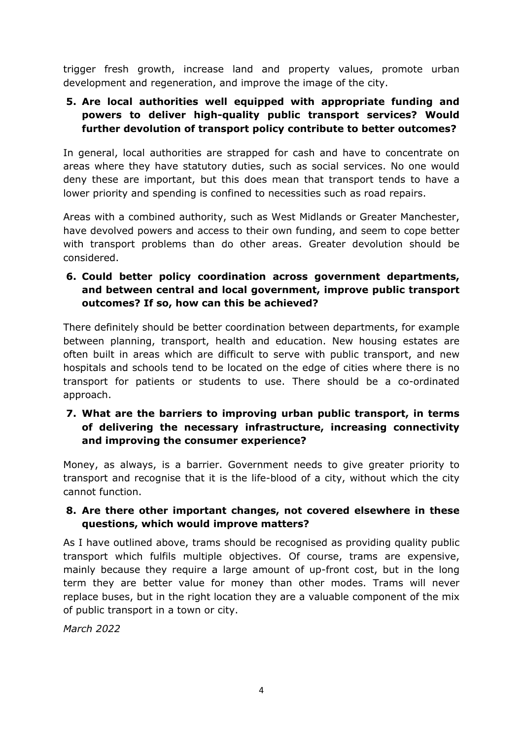trigger fresh growth, increase land and property values, promote urban development and regeneration, and improve the image of the city.

**5. Are local authorities well equipped with appropriate funding and powers to deliver high-quality public transport services? Would further devolution of transport policy contribute to better outcomes?**

In general, local authorities are strapped for cash and have to concentrate on areas where they have statutory duties, such as social services. No one would deny these are important, but this does mean that transport tends to have a lower priority and spending is confined to necessities such as road repairs.

Areas with a combined authority, such as West Midlands or Greater Manchester, have devolved powers and access to their own funding, and seem to cope better with transport problems than do other areas. Greater devolution should be considered.

**6. Could better policy coordination across government departments, and between central and local government, improve public transport outcomes? If so, how can this be achieved?**

There definitely should be better coordination between departments, for example between planning, transport, health and education. New housing estates are often built in areas which are difficult to serve with public transport, and new hospitals and schools tend to be located on the edge of cities where there is no transport for patients or students to use. There should be a co-ordinated approach.

**7. What are the barriers to improving urban public transport, in terms of delivering the necessary infrastructure, increasing connectivity and improving the consumer experience?**

Money, as always, is a barrier. Government needs to give greater priority to transport and recognise that it is the life-blood of a city, without which the city cannot function.

**8. Are there other important changes, not covered elsewhere in these questions, which would improve matters?**

As I have outlined above, trams should be recognised as providing quality public transport which fulfils multiple objectives. Of course, trams are expensive, mainly because they require a large amount of up-front cost, but in the long term they are better value for money than other modes. Trams will never replace buses, but in the right location they are a valuable component of the mix of public transport in a town or city.

*March 2022*